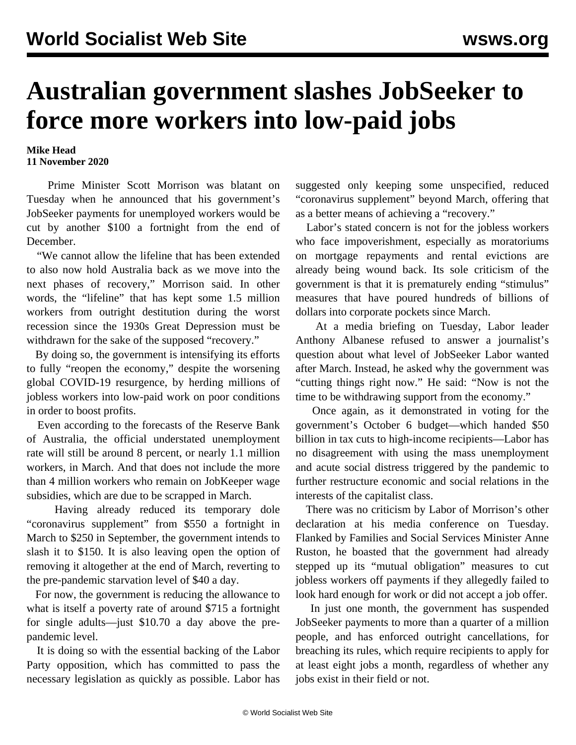# Australian government slashes JobSeeker to force more workers into low-paid jobs

**Mike Head**
**11 November 2020**

Prime Minister Scott Morrison was blatant on Tuesday when he announced that his government's JobSeeker payments for unemployed workers would be cut by another $100 a fortnight from the end of December.

"We cannot allow the lifeline that has been extended to also now hold Australia back as we move into the next phases of recovery," Morrison said. In other words, the "lifeline" that has kept some 1.5 million workers from outright destitution during the worst recession since the 1930s Great Depression must be withdrawn for the sake of the supposed "recovery."

By doing so, the government is intensifying its efforts to fully "reopen the economy," despite the worsening global COVID-19 resurgence, by herding millions of jobless workers into low-paid work on poor conditions in order to boost profits.

Even according to the forecasts of the Reserve Bank of Australia, the official understated unemployment rate will still be around 8 percent, or nearly 1.1 million workers, in March. And that does not include the more than 4 million workers who remain on JobKeeper wage subsidies, which are due to be scrapped in March.

Having already reduced its temporary dole "coronavirus supplement" from $550 a fortnight in March to $250 in September, the government intends to slash it to $150. It is also leaving open the option of removing it altogether at the end of March, reverting to the pre-pandemic starvation level of $40 a day.

For now, the government is reducing the allowance to what is itself a poverty rate of around $715 a fortnight for single adults—just $10.70 a day above the pre-pandemic level.

It is doing so with the essential backing of the Labor Party opposition, which has committed to pass the necessary legislation as quickly as possible. Labor has suggested only keeping some unspecified, reduced "coronavirus supplement" beyond March, offering that as a better means of achieving a "recovery."

Labor's stated concern is not for the jobless workers who face impoverishment, especially as moratoriums on mortgage repayments and rental evictions are already being wound back. Its sole criticism of the government is that it is prematurely ending "stimulus" measures that have poured hundreds of billions of dollars into corporate pockets since March.

At a media briefing on Tuesday, Labor leader Anthony Albanese refused to answer a journalist's question about what level of JobSeeker Labor wanted after March. Instead, he asked why the government was "cutting things right now." He said: "Now is not the time to be withdrawing support from the economy."

Once again, as it demonstrated in voting for the government's October 6 budget—which handed $50 billion in tax cuts to high-income recipients—Labor has no disagreement with using the mass unemployment and acute social distress triggered by the pandemic to further restructure economic and social relations in the interests of the capitalist class.

There was no criticism by Labor of Morrison's other declaration at his media conference on Tuesday. Flanked by Families and Social Services Minister Anne Ruston, he boasted that the government had already stepped up its "mutual obligation" measures to cut jobless workers off payments if they allegedly failed to look hard enough for work or did not accept a job offer.

In just one month, the government has suspended JobSeeker payments to more than a quarter of a million people, and has enforced outright cancellations, for breaching its rules, which require recipients to apply for at least eight jobs a month, regardless of whether any jobs exist in their field or not.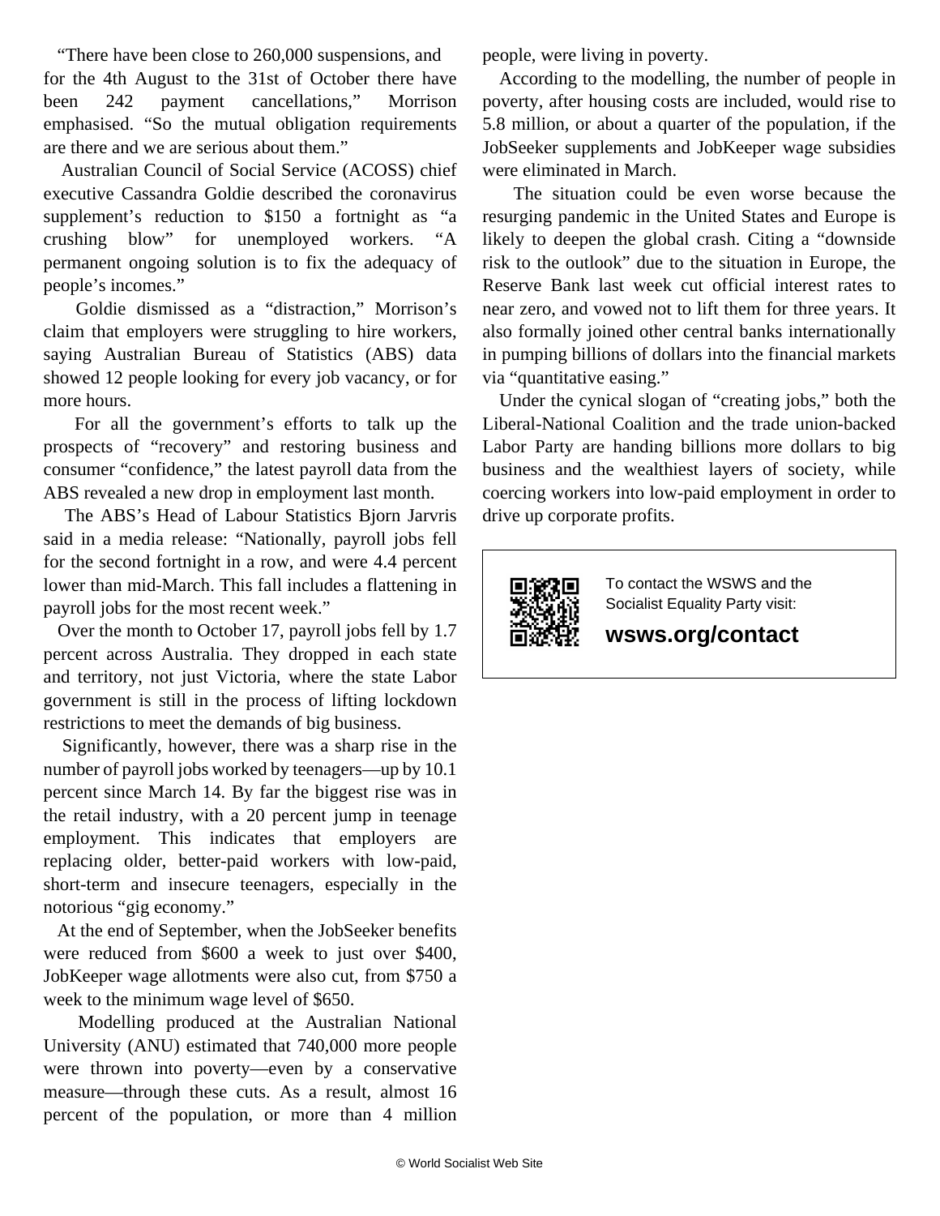"There have been close to 260,000 suspensions, and for the 4th August to the 31st of October there have been 242 payment cancellations," Morrison emphasised. "So the mutual obligation requirements are there and we are serious about them."

Australian Council of Social Service (ACOSS) chief executive Cassandra Goldie described the coronavirus supplement's reduction to $150 a fortnight as "a crushing blow" for unemployed workers. "A permanent ongoing solution is to fix the adequacy of people's incomes."

Goldie dismissed as a "distraction," Morrison's claim that employers were struggling to hire workers, saying Australian Bureau of Statistics (ABS) data showed 12 people looking for every job vacancy, or for more hours.

For all the government's efforts to talk up the prospects of "recovery" and restoring business and consumer "confidence," the latest payroll data from the ABS revealed a new drop in employment last month.

The ABS's Head of Labour Statistics Bjorn Jarvris said in a media release: "Nationally, payroll jobs fell for the second fortnight in a row, and were 4.4 percent lower than mid-March. This fall includes a flattening in payroll jobs for the most recent week."

Over the month to October 17, payroll jobs fell by 1.7 percent across Australia. They dropped in each state and territory, not just Victoria, where the state Labor government is still in the process of lifting lockdown restrictions to meet the demands of big business.

Significantly, however, there was a sharp rise in the number of payroll jobs worked by teenagers—up by 10.1 percent since March 14. By far the biggest rise was in the retail industry, with a 20 percent jump in teenage employment. This indicates that employers are replacing older, better-paid workers with low-paid, short-term and insecure teenagers, especially in the notorious "gig economy."

At the end of September, when the JobSeeker benefits were reduced from $600 a week to just over $400, JobKeeper wage allotments were also cut, from $750 a week to the minimum wage level of $650.

Modelling produced at the Australian National University (ANU) estimated that 740,000 more people were thrown into poverty—even by a conservative measure—through these cuts. As a result, almost 16 percent of the population, or more than 4 million people, were living in poverty.

According to the modelling, the number of people in poverty, after housing costs are included, would rise to 5.8 million, or about a quarter of the population, if the JobSeeker supplements and JobKeeper wage subsidies were eliminated in March.

The situation could be even worse because the resurging pandemic in the United States and Europe is likely to deepen the global crash. Citing a "downside risk to the outlook" due to the situation in Europe, the Reserve Bank last week cut official interest rates to near zero, and vowed not to lift them for three years. It also formally joined other central banks internationally in pumping billions of dollars into the financial markets via "quantitative easing."

Under the cynical slogan of "creating jobs," both the Liberal-National Coalition and the trade union-backed Labor Party are handing billions more dollars to big business and the wealthiest layers of society, while coercing workers into low-paid employment in order to drive up corporate profits.

To contact the WSWS and the Socialist Equality Party visit:

**wsws.org/contact**